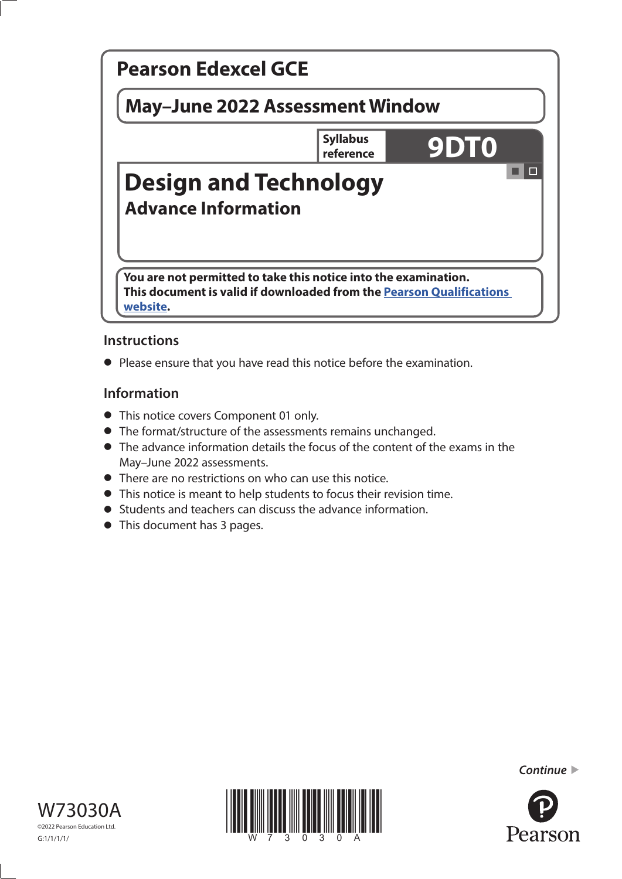# Pearson Edexcel GCE

## May–June 2022 Assessment Window

Syllabus reference **9DT0**

# Design and Technology

## Advance Information

**You are not permitted to take this notice into the examination.**
**This document is valid if downloaded from the [Pearson Qualifications website](https://qualifications.pearson.com).**

### Instructions

- Please ensure that you have read this notice before the examination.

### Information

- This notice covers Component 01 only.
- The format/structure of the assessments remains unchanged.
- The advance information details the focus of the content of the exams in the May–June 2022 assessments.
- There are no restrictions on who can use this notice.
- This notice is meant to help students to focus their revision time.
- Students and teachers can discuss the advance information.
- This document has 3 pages.

*Continue* ▶

W73030A

©2022 Pearson Education Ltd.

G:1/1/1/1/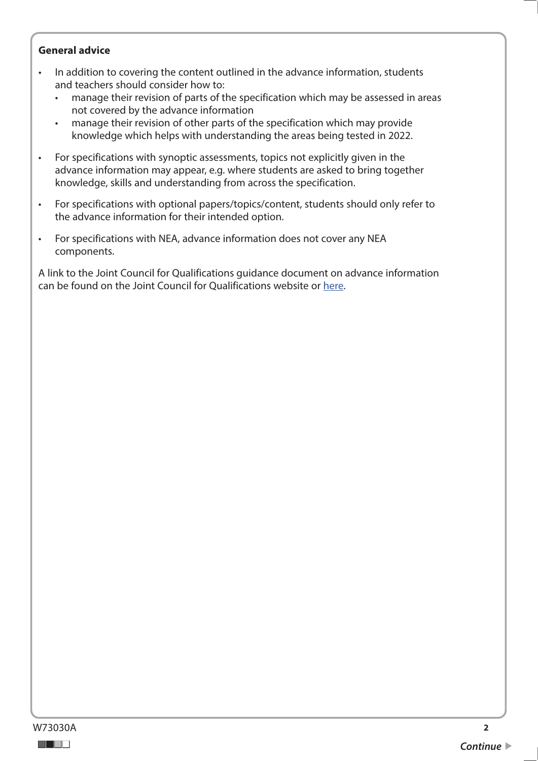**General advice**

- In addition to covering the content outlined in the advance information, students and teachers should consider how to:
  - manage their revision of parts of the specification which may be assessed in areas not covered by the advance information
  - manage their revision of other parts of the specification which may provide knowledge which helps with understanding the areas being tested in 2022.
- For specifications with synoptic assessments, topics not explicitly given in the advance information may appear, e.g. where students are asked to bring together knowledge, skills and understanding from across the specification.
- For specifications with optional papers/topics/content, students should only refer to the advance information for their intended option.
- For specifications with NEA, advance information does not cover any NEA components.

A link to the Joint Council for Qualifications guidance document on advance information can be found on the Joint Council for Qualifications website or here.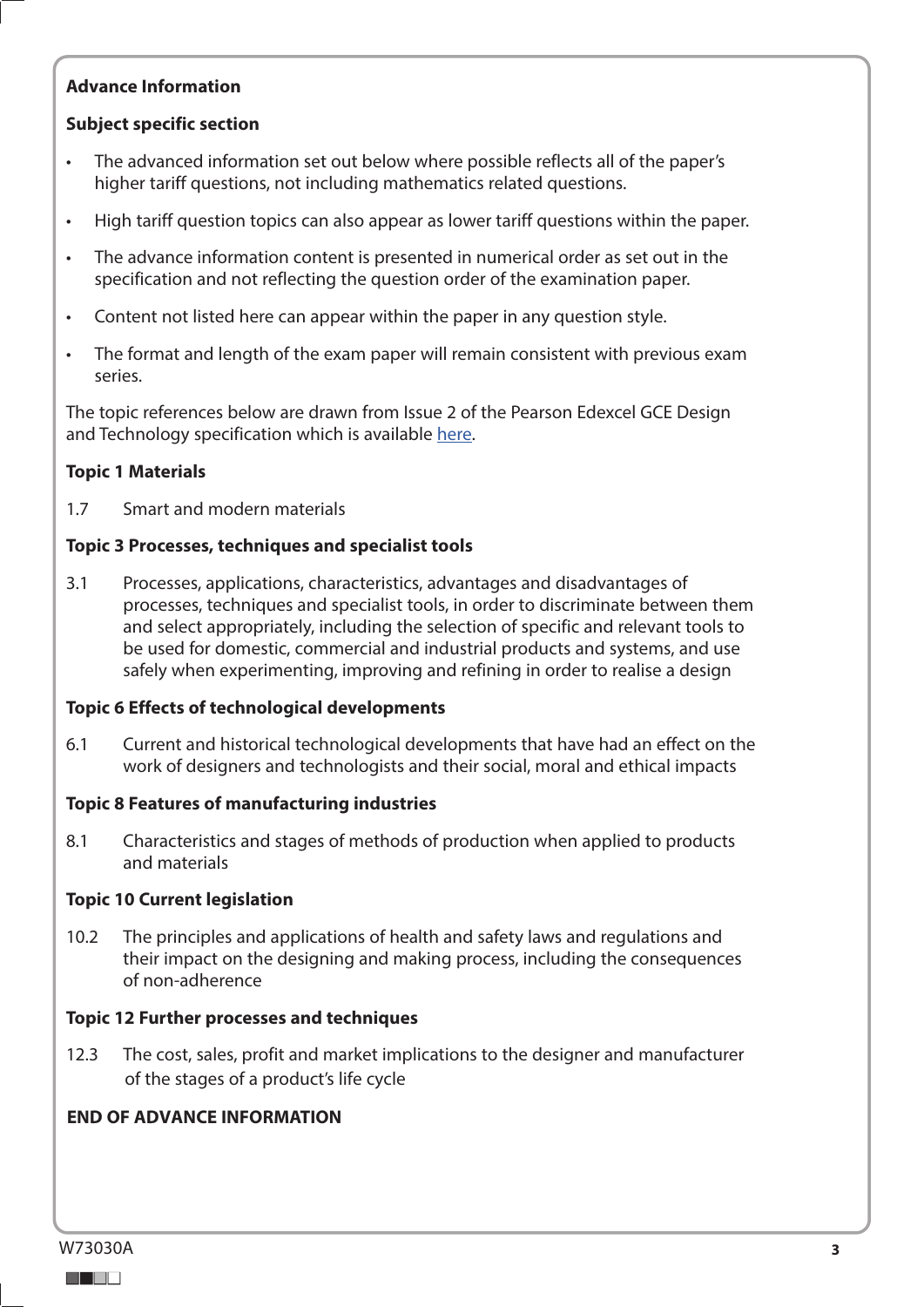**Advance Information**

**Subject specific section**

- The advanced information set out below where possible reflects all of the paper's higher tariff questions, not including mathematics related questions.
- High tariff question topics can also appear as lower tariff questions within the paper.
- The advance information content is presented in numerical order as set out in the specification and not reflecting the question order of the examination paper.
- Content not listed here can appear within the paper in any question style.
- The format and length of the exam paper will remain consistent with previous exam series.

The topic references below are drawn from Issue 2 of the Pearson Edexcel GCE Design and Technology specification which is available here.

**Topic 1 Materials**

1.7 Smart and modern materials

**Topic 3 Processes, techniques and specialist tools**

3.1 Processes, applications, characteristics, advantages and disadvantages of processes, techniques and specialist tools, in order to discriminate between them and select appropriately, including the selection of specific and relevant tools to be used for domestic, commercial and industrial products and systems, and use safely when experimenting, improving and refining in order to realise a design

**Topic 6 Effects of technological developments**

6.1 Current and historical technological developments that have had an effect on the work of designers and technologists and their social, moral and ethical impacts

**Topic 8 Features of manufacturing industries**

8.1 Characteristics and stages of methods of production when applied to products and materials

**Topic 10 Current legislation**

10.2 The principles and applications of health and safety laws and regulations and their impact on the designing and making process, including the consequences of non-adherence

**Topic 12 Further processes and techniques**

12.3 The cost, sales, profit and market implications to the designer and manufacturer of the stages of a product's life cycle

**END OF ADVANCE INFORMATION**

W73030A